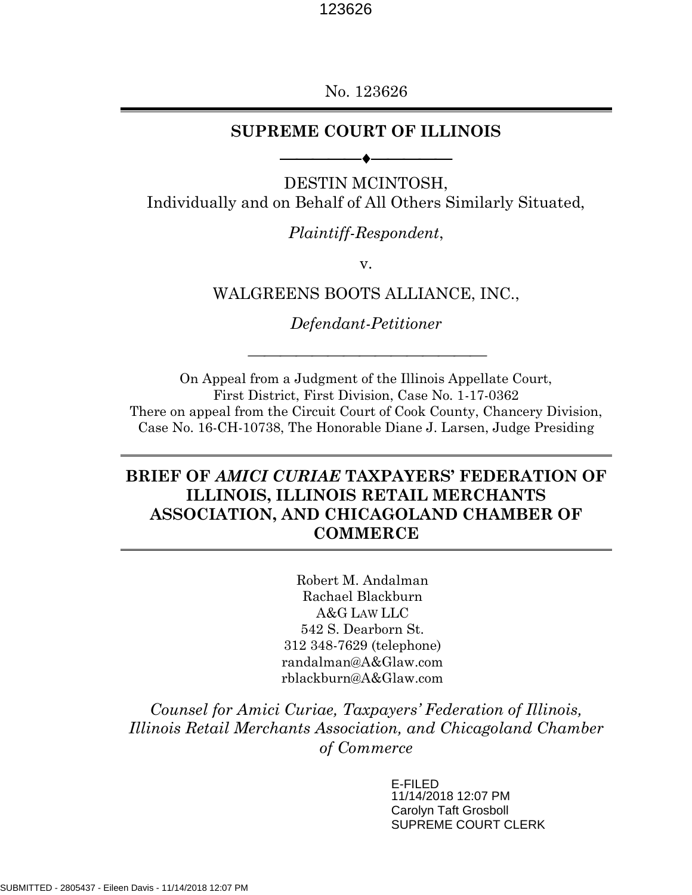No. 123626

**SUPREME COURT OF ILLINOIS**

DESTIN MCINTOSH,
Individually and on Behalf of All Others Similarly Situated,

*Plaintiff-Respondent*,

v.

WALGREENS BOOTS ALLIANCE, INC.,

*Defendant-Petitioner*

On Appeal from a Judgment of the Illinois Appellate Court,
First District, First Division, Case No. 1-17-0362
There on appeal from the Circuit Court of Cook County, Chancery Division,
Case No. 16-CH-10738, The Honorable Diane J. Larsen, Judge Presiding

# BRIEF OF *AMICI CURIAE* TAXPAYERS' FEDERATION OF ILLINOIS, ILLINOIS RETAIL MERCHANTS ASSOCIATION, AND CHICAGOLAND CHAMBER OF COMMERCE

Robert M. Andalman
Rachael Blackburn
A&G LAW LLC
542 S. Dearborn St.
312 348-7629 (telephone)
randalman@A&Glaw.com
rblackburn@A&Glaw.com

*Counsel for Amici Curiae, Taxpayers' Federation of Illinois, Illinois Retail Merchants Association, and Chicagoland Chamber of Commerce*

E-FILED
11/14/2018 12:07 PM
Carolyn Taft Grosboll
SUPREME COURT CLERK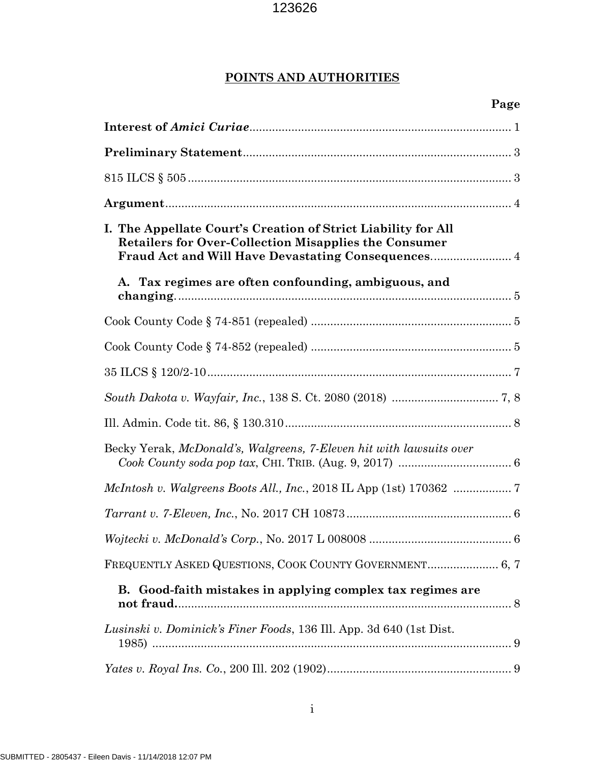## POINTS AND AUTHORITIES

| | Page |
|---|---|
| **Interest of *Amici Curiae*** | 1 |
| **Preliminary Statement** | 3 |
| 815 ILCS § 505 | 3 |
| **Argument** | 4 |
| **I. The Appellate Court's Creation of Strict Liability for All Retailers for Over-Collection Misapplies the Consumer Fraud Act and Will Have Devastating Consequences** | 4 |
| **A. Tax regimes are often confounding, ambiguous, and changing** | 5 |
| Cook County Code § 74-851 (repealed) | 5 |
| Cook County Code § 74-852 (repealed) | 5 |
| 35 ILCS § 120/2-10 | 7 |
| *South Dakota v. Wayfair, Inc.*, 138 S. Ct. 2080 (2018) | 7, 8 |
| Ill. Admin. Code tit. 86, § 130.310 | 8 |
| Becky Yerak, *McDonald's, Walgreens, 7-Eleven hit with lawsuits over Cook County soda pop tax*, CHI. TRIB. (Aug. 9, 2017) | 6 |
| *McIntosh v. Walgreens Boots All., Inc.*, 2018 IL App (1st) 170362 | 7 |
| *Tarrant v. 7-Eleven, Inc.*, No. 2017 CH 10873 | 6 |
| *Wojtecki v. McDonald's Corp.*, No. 2017 L 008008 | 6 |
| FREQUENTLY ASKED QUESTIONS, COOK COUNTY GOVERNMENT | 6, 7 |
| **B. Good-faith mistakes in applying complex tax regimes are not fraud** | 8 |
| *Lusinski v. Dominick's Finer Foods*, 136 Ill. App. 3d 640 (1st Dist. 1985) | 9 |
| *Yates v. Royal Ins. Co.*, 200 Ill. 202 (1902) | 9 |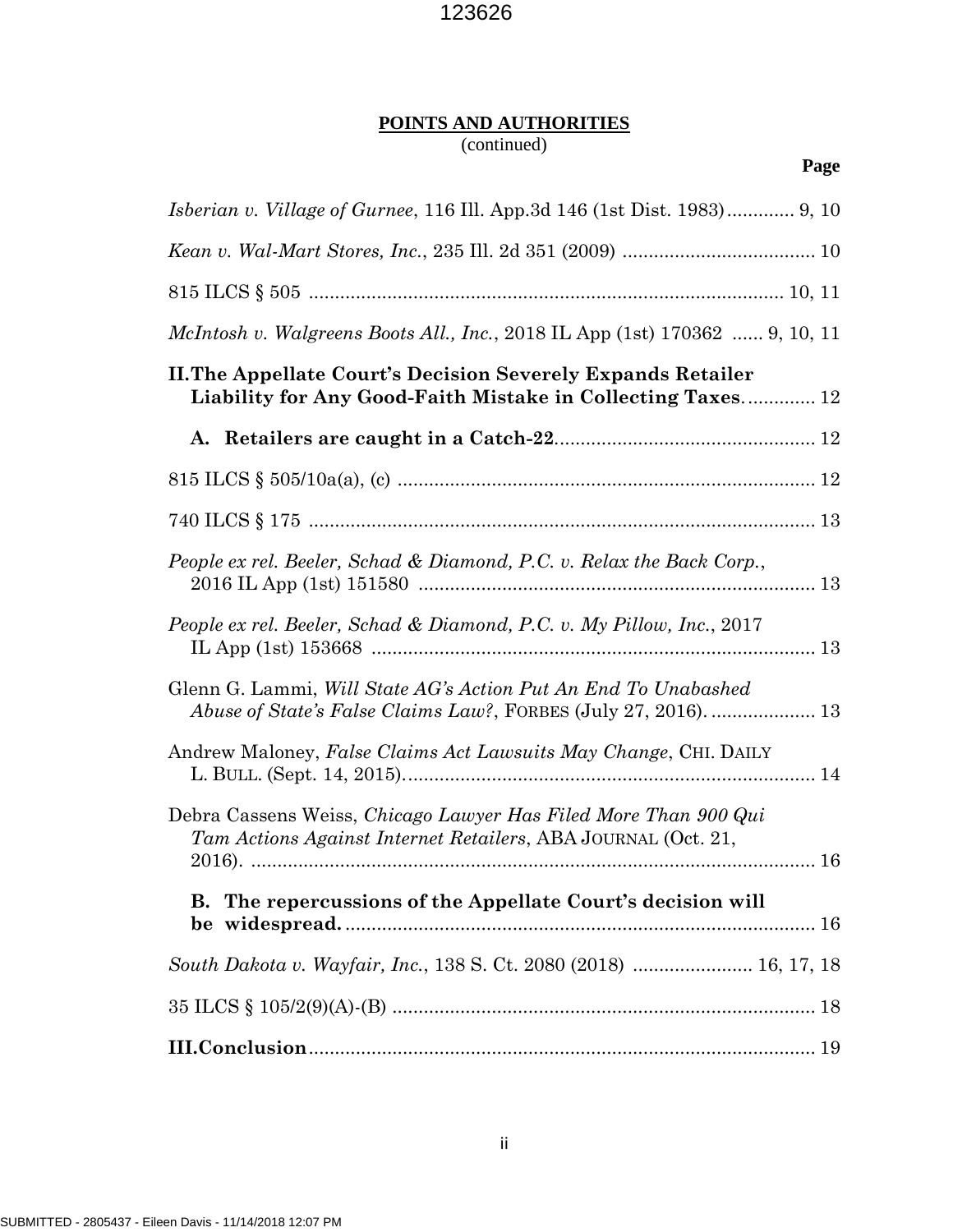**POINTS AND AUTHORITIES**
(continued)

**Page**

*Isberian v. Village of Gurnee*, 116 Ill. App.3d 146 (1st Dist. 1983)............ 9, 10

*Kean v. Wal-Mart Stores, Inc.*, 235 Ill. 2d 351 (2009) .................................... 10

815 ILCS § 505 .......................................................................................... 10, 11

*McIntosh v. Walgreens Boots All., Inc.*, 2018 IL App (1st) 170362 ...... 9, 10, 11

**II. The Appellate Court's Decision Severely Expands Retailer Liability for Any Good-Faith Mistake in Collecting Taxes**............. 12

**A. Retailers are caught in a Catch-22**................................................. 12

815 ILCS § 505/10a(a), (c) ............................................................................... 12

740 ILCS § 175 ................................................................................................ 13

*People ex rel. Beeler, Schad & Diamond, P.C. v. Relax the Back Corp.*, 2016 IL App (1st) 151580 ........................................................................... 13

*People ex rel. Beeler, Schad & Diamond, P.C. v. My Pillow, Inc.*, 2017 IL App (1st) 153668 .................................................................................... 13

Glenn G. Lammi, *Will State AG's Action Put An End To Unabashed Abuse of State's False Claims Law?*, FORBES (July 27, 2016). .................... 13

Andrew Maloney, *False Claims Act Lawsuits May Change*, CHI. DAILY L. BULL. (Sept. 14, 2015)............................................................................. 14

Debra Cassens Weiss, *Chicago Lawyer Has Filed More Than 900 Qui Tam Actions Against Internet Retailers*, ABA JOURNAL (Oct. 21, 2016). ......................................................................................................... 16

**B. The repercussions of the Appellate Court's decision will be widespread.**......................................................................................... 16

*South Dakota v. Wayfair, Inc.*, 138 S. Ct. 2080 (2018) ...................... 16, 17, 18

35 ILCS § 105/2(9)(A)-(B) ................................................................................ 18

**III. Conclusion**................................................................................................ 19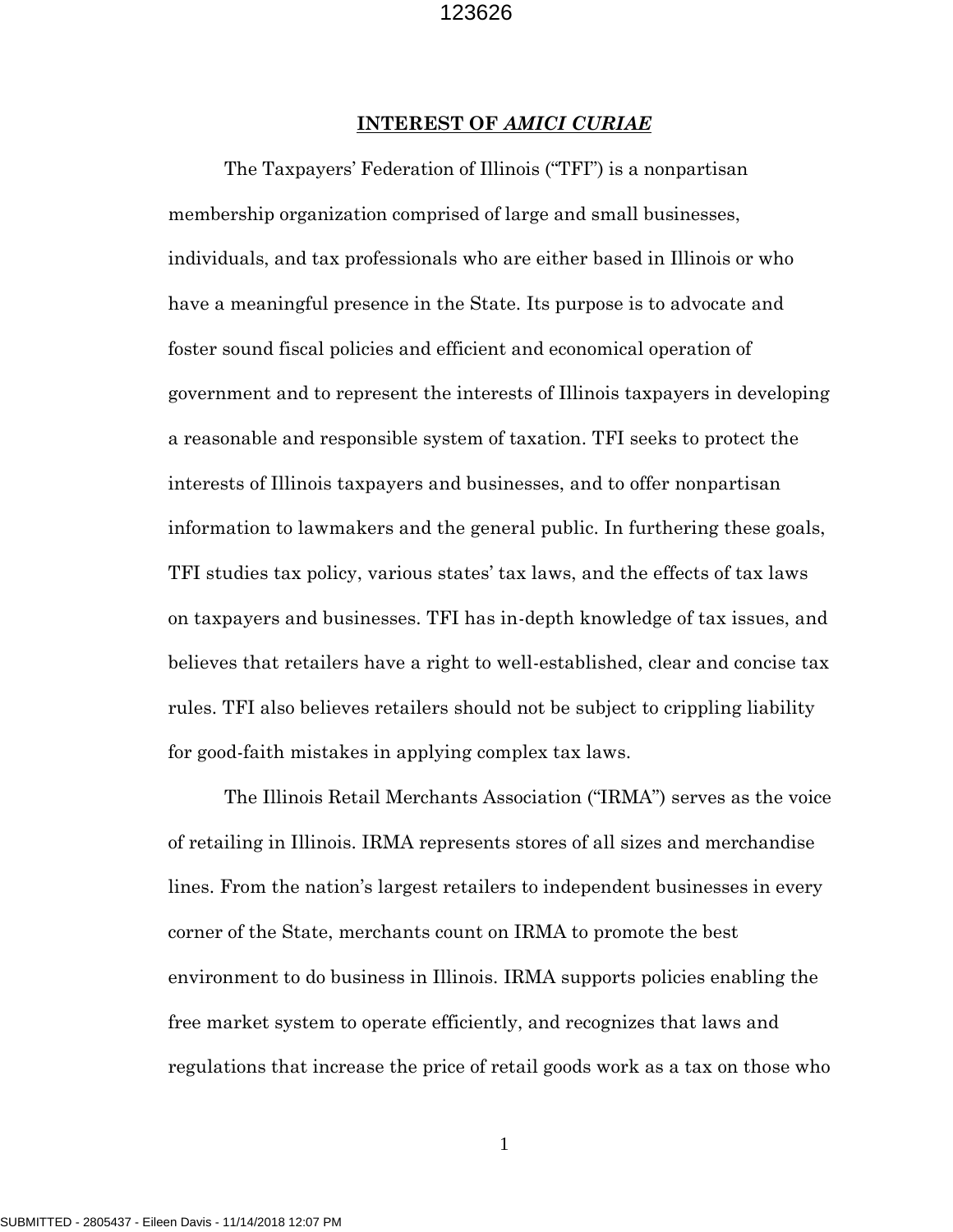## INTEREST OF *AMICI CURIAE*

The Taxpayers' Federation of Illinois ("TFI") is a nonpartisan membership organization comprised of large and small businesses, individuals, and tax professionals who are either based in Illinois or who have a meaningful presence in the State. Its purpose is to advocate and foster sound fiscal policies and efficient and economical operation of government and to represent the interests of Illinois taxpayers in developing a reasonable and responsible system of taxation. TFI seeks to protect the interests of Illinois taxpayers and businesses, and to offer nonpartisan information to lawmakers and the general public. In furthering these goals, TFI studies tax policy, various states' tax laws, and the effects of tax laws on taxpayers and businesses. TFI has in-depth knowledge of tax issues, and believes that retailers have a right to well-established, clear and concise tax rules. TFI also believes retailers should not be subject to crippling liability for good-faith mistakes in applying complex tax laws.

The Illinois Retail Merchants Association ("IRMA") serves as the voice of retailing in Illinois. IRMA represents stores of all sizes and merchandise lines. From the nation's largest retailers to independent businesses in every corner of the State, merchants count on IRMA to promote the best environment to do business in Illinois. IRMA supports policies enabling the free market system to operate efficiently, and recognizes that laws and regulations that increase the price of retail goods work as a tax on those who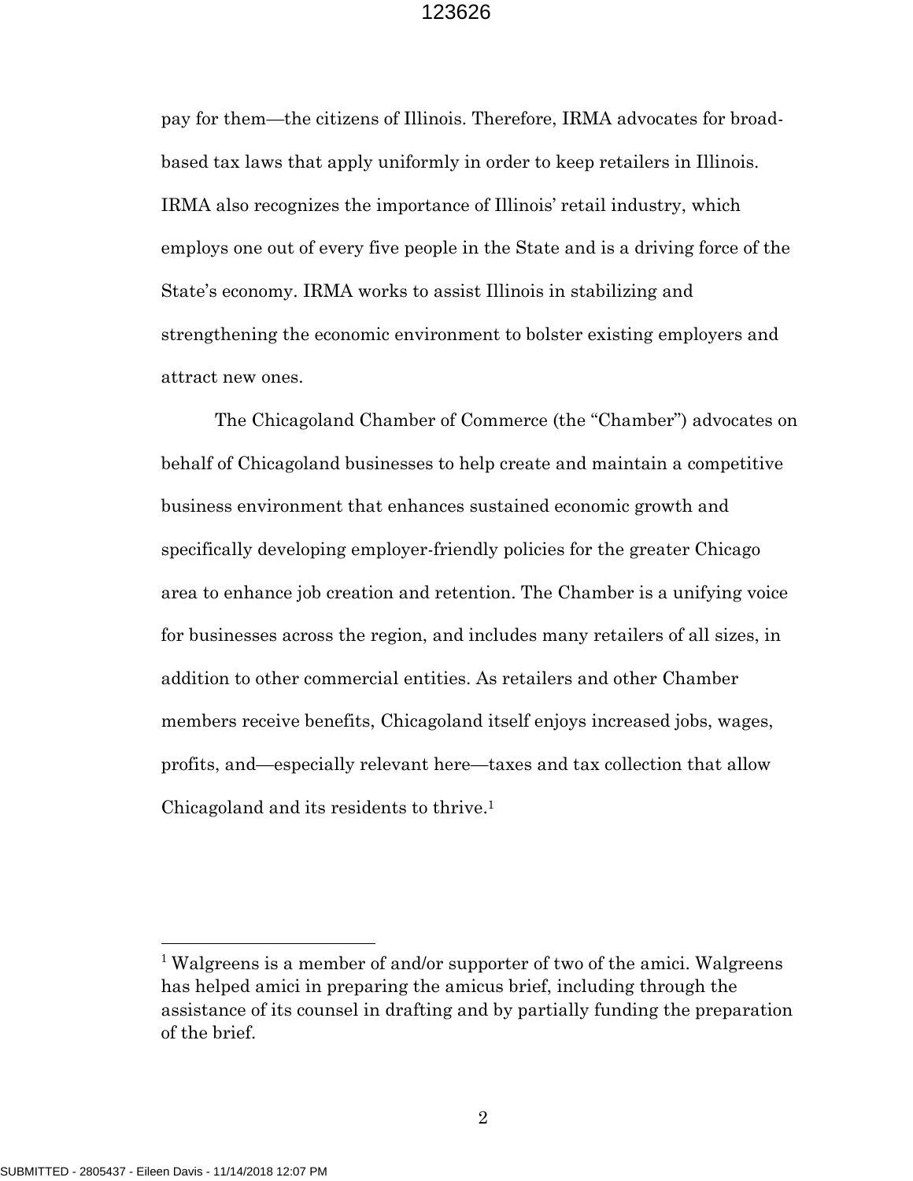pay for them—the citizens of Illinois. Therefore, IRMA advocates for broad-based tax laws that apply uniformly in order to keep retailers in Illinois. IRMA also recognizes the importance of Illinois' retail industry, which employs one out of every five people in the State and is a driving force of the State's economy. IRMA works to assist Illinois in stabilizing and strengthening the economic environment to bolster existing employers and attract new ones.

The Chicagoland Chamber of Commerce (the "Chamber") advocates on behalf of Chicagoland businesses to help create and maintain a competitive business environment that enhances sustained economic growth and specifically developing employer-friendly policies for the greater Chicago area to enhance job creation and retention. The Chamber is a unifying voice for businesses across the region, and includes many retailers of all sizes, in addition to other commercial entities. As retailers and other Chamber members receive benefits, Chicagoland itself enjoys increased jobs, wages, profits, and—especially relevant here—taxes and tax collection that allow Chicagoland and its residents to thrive.[1]

---

[1] Walgreens is a member of and/or supporter of two of the amici. Walgreens has helped amici in preparing the amicus brief, including through the assistance of its counsel in drafting and by partially funding the preparation of the brief.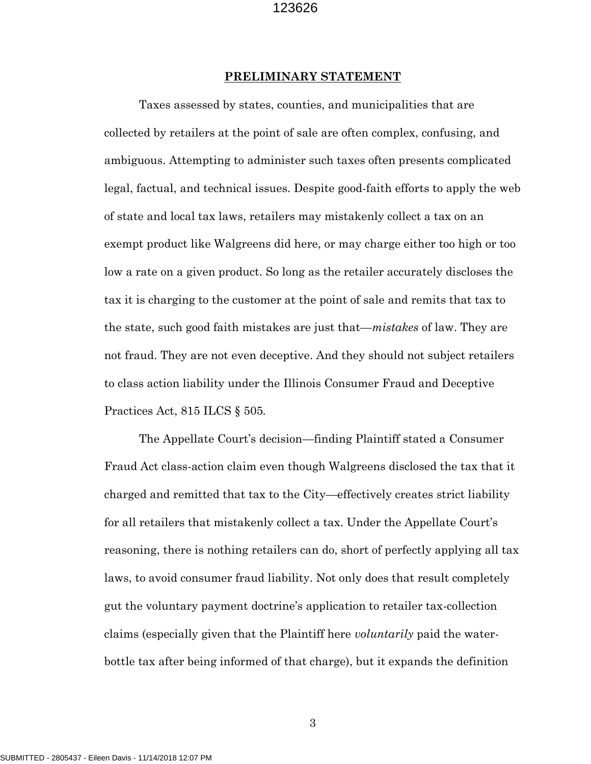## **PRELIMINARY STATEMENT**

Taxes assessed by states, counties, and municipalities that are collected by retailers at the point of sale are often complex, confusing, and ambiguous. Attempting to administer such taxes often presents complicated legal, factual, and technical issues. Despite good-faith efforts to apply the web of state and local tax laws, retailers may mistakenly collect a tax on an exempt product like Walgreens did here, or may charge either too high or too low a rate on a given product. So long as the retailer accurately discloses the tax it is charging to the customer at the point of sale and remits that tax to the state, such good faith mistakes are just that—*mistakes* of law. They are not fraud. They are not even deceptive. And they should not subject retailers to class action liability under the Illinois Consumer Fraud and Deceptive Practices Act, 815 ILCS § 505.

The Appellate Court's decision—finding Plaintiff stated a Consumer Fraud Act class-action claim even though Walgreens disclosed the tax that it charged and remitted that tax to the City—effectively creates strict liability for all retailers that mistakenly collect a tax. Under the Appellate Court's reasoning, there is nothing retailers can do, short of perfectly applying all tax laws, to avoid consumer fraud liability. Not only does that result completely gut the voluntary payment doctrine's application to retailer tax-collection claims (especially given that the Plaintiff here *voluntarily* paid the water-bottle tax after being informed of that charge), but it expands the definition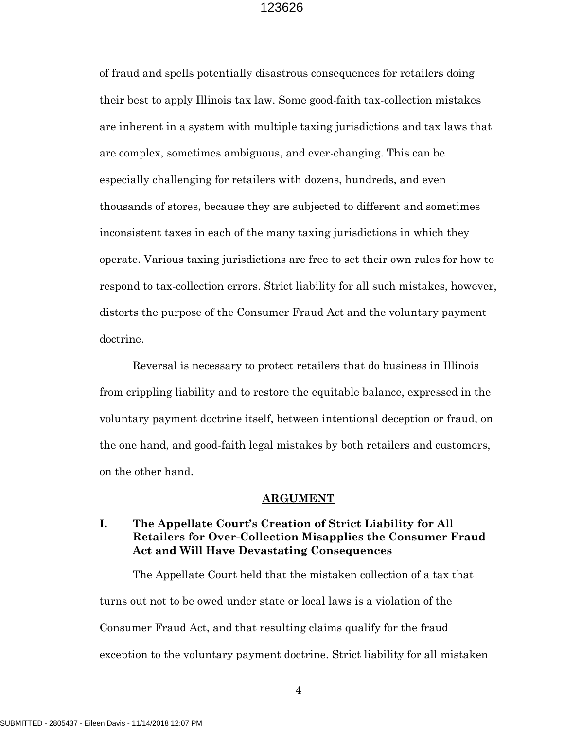of fraud and spells potentially disastrous consequences for retailers doing their best to apply Illinois tax law. Some good-faith tax-collection mistakes are inherent in a system with multiple taxing jurisdictions and tax laws that are complex, sometimes ambiguous, and ever-changing. This can be especially challenging for retailers with dozens, hundreds, and even thousands of stores, because they are subjected to different and sometimes inconsistent taxes in each of the many taxing jurisdictions in which they operate. Various taxing jurisdictions are free to set their own rules for how to respond to tax-collection errors. Strict liability for all such mistakes, however, distorts the purpose of the Consumer Fraud Act and the voluntary payment doctrine.

Reversal is necessary to protect retailers that do business in Illinois from crippling liability and to restore the equitable balance, expressed in the voluntary payment doctrine itself, between intentional deception or fraud, on the one hand, and good-faith legal mistakes by both retailers and customers, on the other hand.

## ARGUMENT

### I. The Appellate Court's Creation of Strict Liability for All Retailers for Over-Collection Misapplies the Consumer Fraud Act and Will Have Devastating Consequences

The Appellate Court held that the mistaken collection of a tax that turns out not to be owed under state or local laws is a violation of the Consumer Fraud Act, and that resulting claims qualify for the fraud exception to the voluntary payment doctrine. Strict liability for all mistaken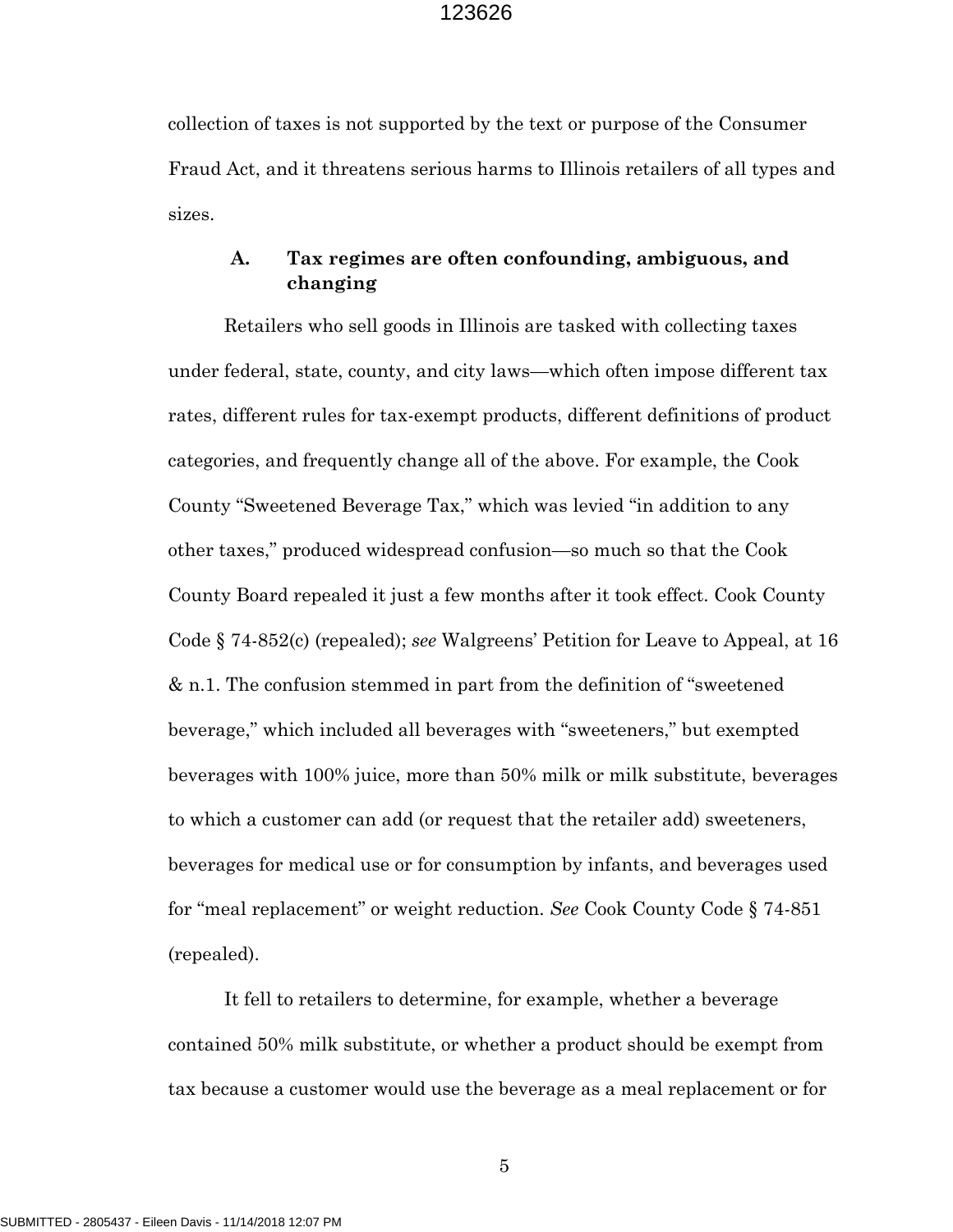collection of taxes is not supported by the text or purpose of the Consumer Fraud Act, and it threatens serious harms to Illinois retailers of all types and sizes.

### A. Tax regimes are often confounding, ambiguous, and changing

Retailers who sell goods in Illinois are tasked with collecting taxes under federal, state, county, and city laws—which often impose different tax rates, different rules for tax-exempt products, different definitions of product categories, and frequently change all of the above. For example, the Cook County "Sweetened Beverage Tax," which was levied "in addition to any other taxes," produced widespread confusion—so much so that the Cook County Board repealed it just a few months after it took effect. Cook County Code § 74-852(c) (repealed); *see* Walgreens' Petition for Leave to Appeal, at 16 & n.1. The confusion stemmed in part from the definition of "sweetened beverage," which included all beverages with "sweeteners," but exempted beverages with 100% juice, more than 50% milk or milk substitute, beverages to which a customer can add (or request that the retailer add) sweeteners, beverages for medical use or for consumption by infants, and beverages used for "meal replacement" or weight reduction. *See* Cook County Code § 74-851 (repealed).

It fell to retailers to determine, for example, whether a beverage contained 50% milk substitute, or whether a product should be exempt from tax because a customer would use the beverage as a meal replacement or for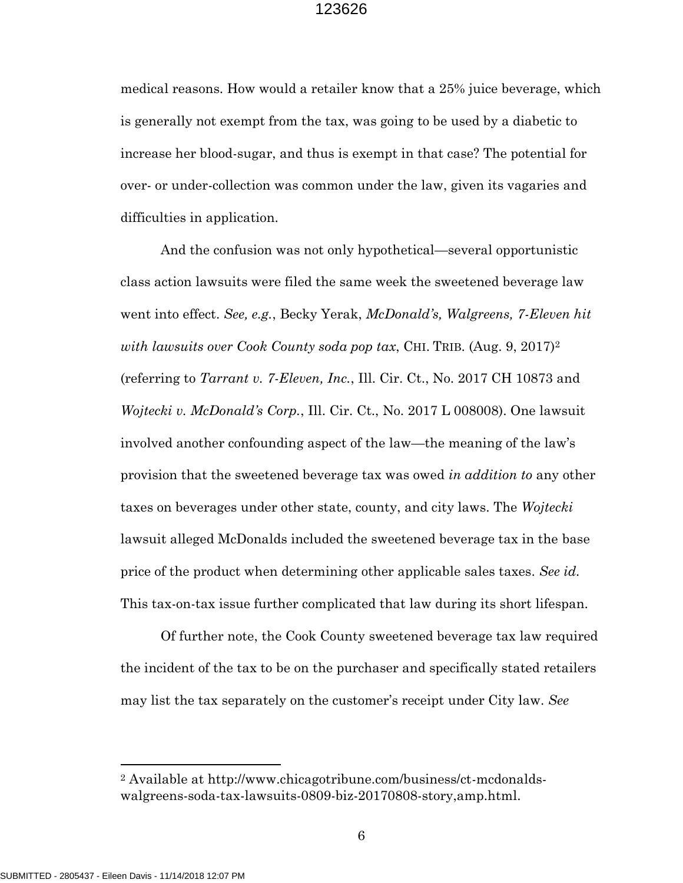medical reasons. How would a retailer know that a 25% juice beverage, which is generally not exempt from the tax, was going to be used by a diabetic to increase her blood-sugar, and thus is exempt in that case? The potential for over- or under-collection was common under the law, given its vagaries and difficulties in application.

And the confusion was not only hypothetical—several opportunistic class action lawsuits were filed the same week the sweetened beverage law went into effect. *See, e.g.*, Becky Yerak, *McDonald's, Walgreens, 7-Eleven hit with lawsuits over Cook County soda pop tax*, CHI. TRIB. (Aug. 9, 2017)[2] (referring to *Tarrant v. 7-Eleven, Inc.*, Ill. Cir. Ct., No. 2017 CH 10873 and *Wojtecki v. McDonald's Corp.*, Ill. Cir. Ct., No. 2017 L 008008). One lawsuit involved another confounding aspect of the law—the meaning of the law's provision that the sweetened beverage tax was owed *in addition to* any other taxes on beverages under other state, county, and city laws. The *Wojtecki* lawsuit alleged McDonalds included the sweetened beverage tax in the base price of the product when determining other applicable sales taxes. *See id.* This tax-on-tax issue further complicated that law during its short lifespan.

Of further note, the Cook County sweetened beverage tax law required the incident of the tax to be on the purchaser and specifically stated retailers may list the tax separately on the customer's receipt under City law. *See*

---

[2] Available at http://www.chicagotribune.com/business/ct-mcdonalds-walgreens-soda-tax-lawsuits-0809-biz-20170808-story,amp.html.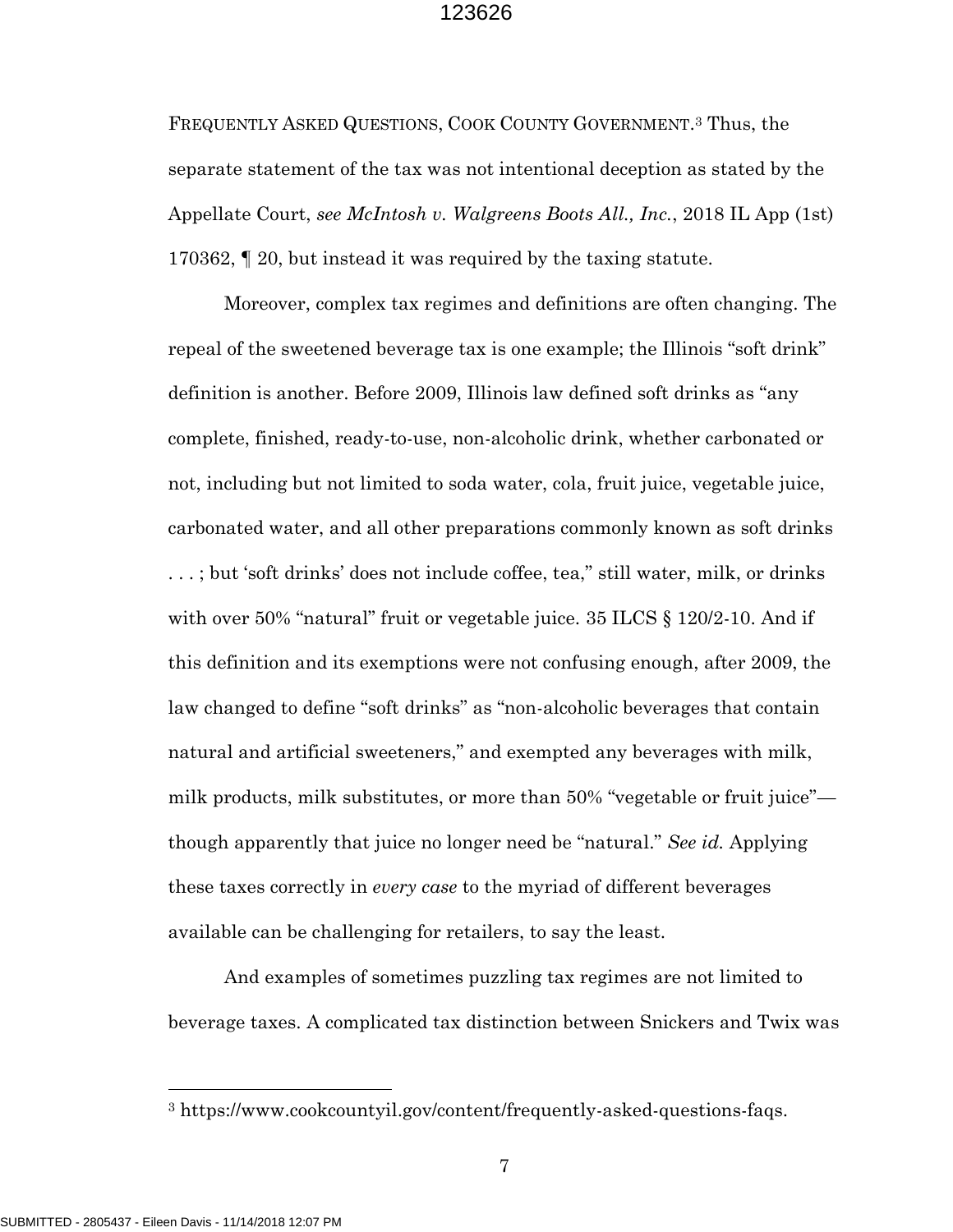FREQUENTLY ASKED QUESTIONS, COOK COUNTY GOVERNMENT.[3] Thus, the separate statement of the tax was not intentional deception as stated by the Appellate Court, *see McIntosh v. Walgreens Boots All., Inc.*, 2018 IL App (1st) 170362, ¶ 20, but instead it was required by the taxing statute.

Moreover, complex tax regimes and definitions are often changing. The repeal of the sweetened beverage tax is one example; the Illinois "soft drink" definition is another. Before 2009, Illinois law defined soft drinks as "any complete, finished, ready-to-use, non-alcoholic drink, whether carbonated or not, including but not limited to soda water, cola, fruit juice, vegetable juice, carbonated water, and all other preparations commonly known as soft drinks . . . ; but 'soft drinks' does not include coffee, tea," still water, milk, or drinks with over 50% "natural" fruit or vegetable juice. 35 ILCS § 120/2-10. And if this definition and its exemptions were not confusing enough, after 2009, the law changed to define "soft drinks" as "non-alcoholic beverages that contain natural and artificial sweeteners," and exempted any beverages with milk, milk products, milk substitutes, or more than 50% "vegetable or fruit juice"—though apparently that juice no longer need be "natural." *See id.* Applying these taxes correctly in *every case* to the myriad of different beverages available can be challenging for retailers, to say the least.

And examples of sometimes puzzling tax regimes are not limited to beverage taxes. A complicated tax distinction between Snickers and Twix was

[3] https://www.cookcountyil.gov/content/frequently-asked-questions-faqs.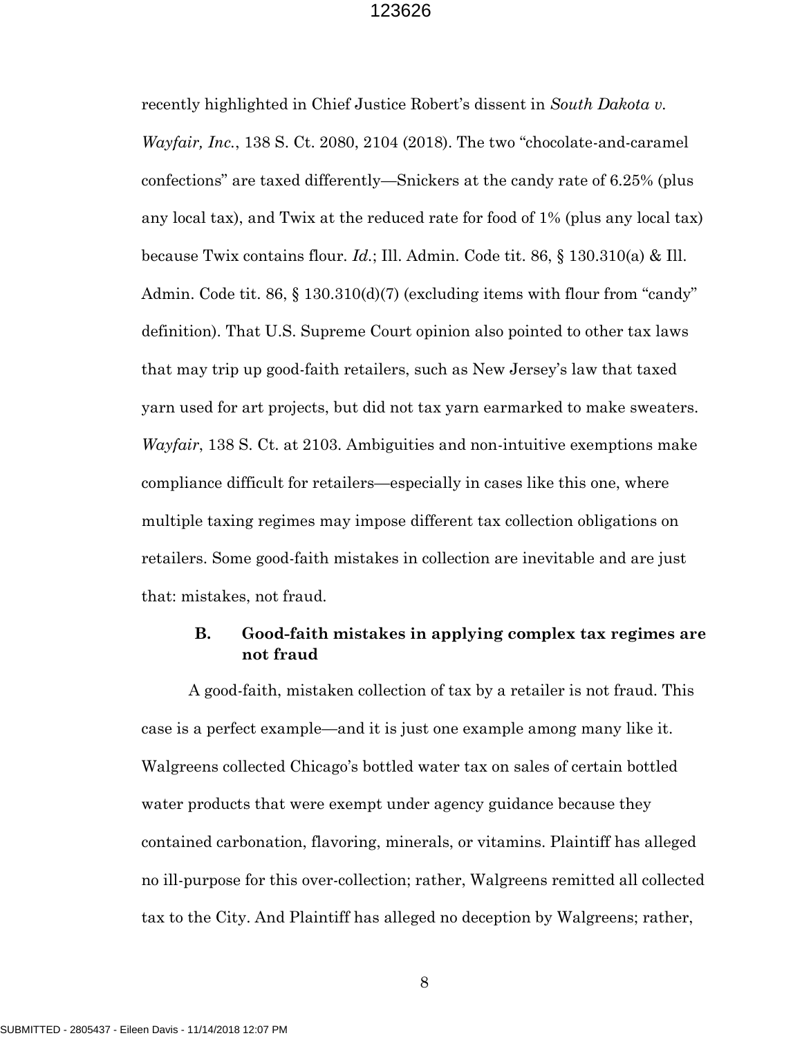recently highlighted in Chief Justice Robert's dissent in *South Dakota v. Wayfair, Inc.*, 138 S. Ct. 2080, 2104 (2018). The two "chocolate-and-caramel confections" are taxed differently—Snickers at the candy rate of 6.25% (plus any local tax), and Twix at the reduced rate for food of 1% (plus any local tax) because Twix contains flour. *Id.*; Ill. Admin. Code tit. 86, § 130.310(a) & Ill. Admin. Code tit. 86, § 130.310(d)(7) (excluding items with flour from "candy" definition). That U.S. Supreme Court opinion also pointed to other tax laws that may trip up good-faith retailers, such as New Jersey's law that taxed yarn used for art projects, but did not tax yarn earmarked to make sweaters. *Wayfair*, 138 S. Ct. at 2103. Ambiguities and non-intuitive exemptions make compliance difficult for retailers—especially in cases like this one, where multiple taxing regimes may impose different tax collection obligations on retailers. Some good-faith mistakes in collection are inevitable and are just that: mistakes, not fraud.

### B. Good-faith mistakes in applying complex tax regimes are not fraud

A good-faith, mistaken collection of tax by a retailer is not fraud. This case is a perfect example—and it is just one example among many like it. Walgreens collected Chicago's bottled water tax on sales of certain bottled water products that were exempt under agency guidance because they contained carbonation, flavoring, minerals, or vitamins. Plaintiff has alleged no ill-purpose for this over-collection; rather, Walgreens remitted all collected tax to the City. And Plaintiff has alleged no deception by Walgreens; rather,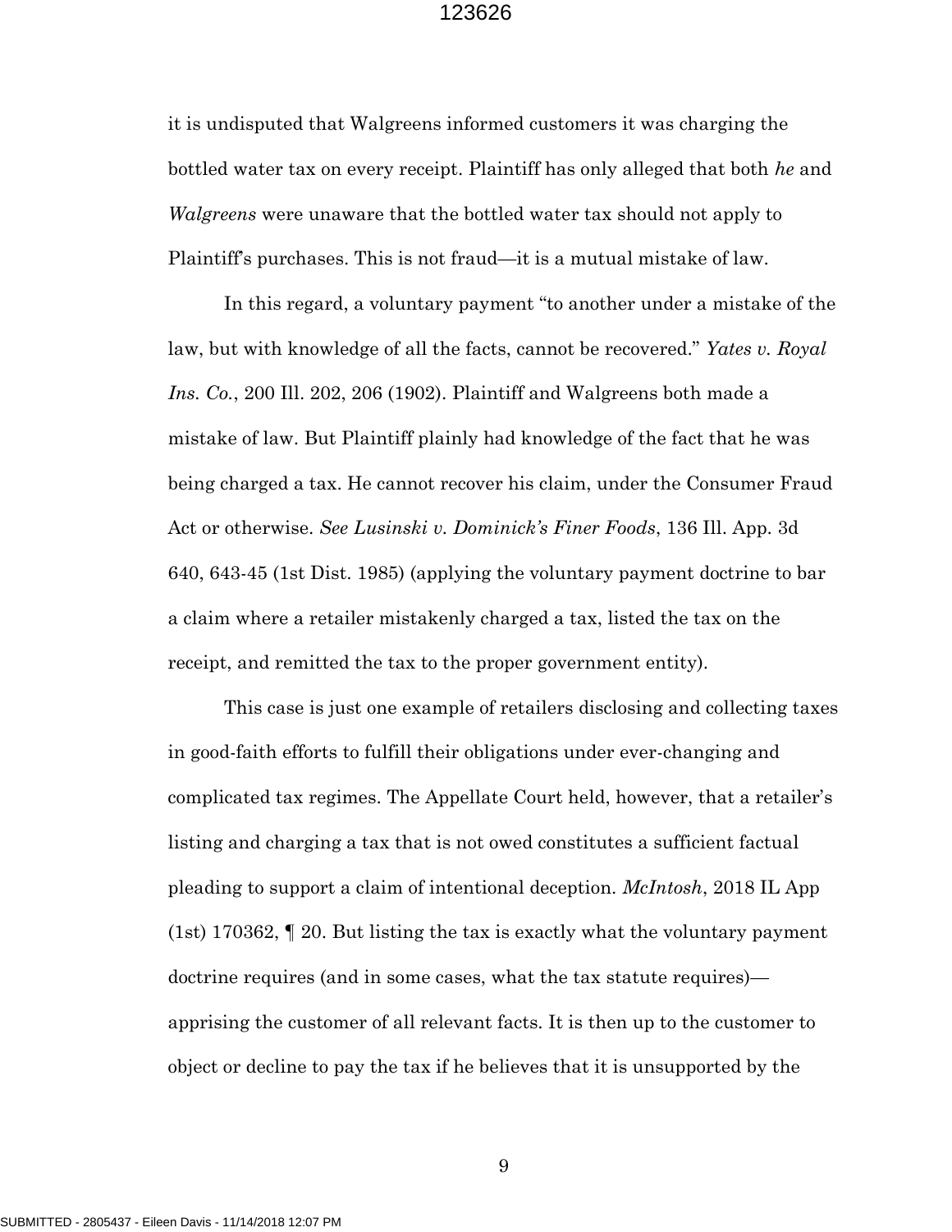it is undisputed that Walgreens informed customers it was charging the bottled water tax on every receipt. Plaintiff has only alleged that both *he* and *Walgreens* were unaware that the bottled water tax should not apply to Plaintiff's purchases. This is not fraud—it is a mutual mistake of law.

In this regard, a voluntary payment "to another under a mistake of the law, but with knowledge of all the facts, cannot be recovered." *Yates v. Royal Ins. Co.*, 200 Ill. 202, 206 (1902). Plaintiff and Walgreens both made a mistake of law. But Plaintiff plainly had knowledge of the fact that he was being charged a tax. He cannot recover his claim, under the Consumer Fraud Act or otherwise. *See Lusinski v. Dominick's Finer Foods*, 136 Ill. App. 3d 640, 643-45 (1st Dist. 1985) (applying the voluntary payment doctrine to bar a claim where a retailer mistakenly charged a tax, listed the tax on the receipt, and remitted the tax to the proper government entity).

This case is just one example of retailers disclosing and collecting taxes in good-faith efforts to fulfill their obligations under ever-changing and complicated tax regimes. The Appellate Court held, however, that a retailer's listing and charging a tax that is not owed constitutes a sufficient factual pleading to support a claim of intentional deception. *McIntosh*, 2018 IL App (1st) 170362, ¶ 20. But listing the tax is exactly what the voluntary payment doctrine requires (and in some cases, what the tax statute requires)—apprising the customer of all relevant facts. It is then up to the customer to object or decline to pay the tax if he believes that it is unsupported by the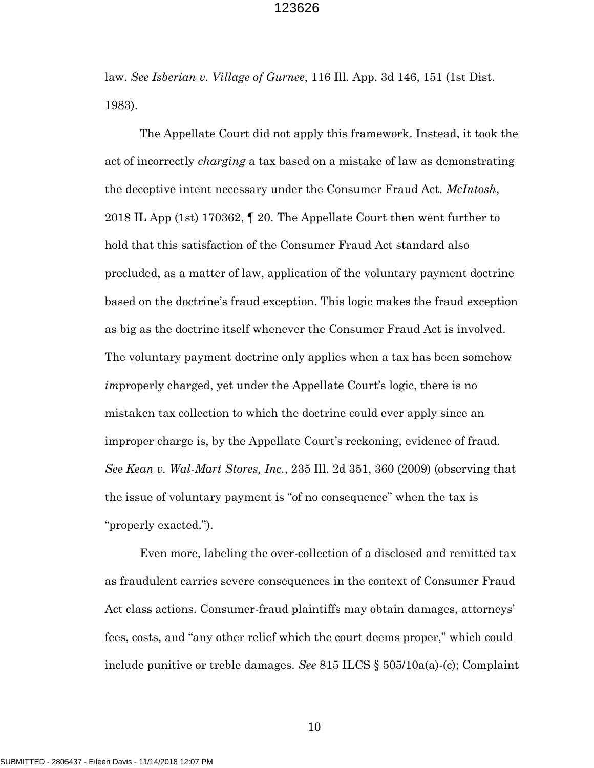law. *See Isberian v. Village of Gurnee*, 116 Ill. App. 3d 146, 151 (1st Dist. 1983).

The Appellate Court did not apply this framework. Instead, it took the act of incorrectly *charging* a tax based on a mistake of law as demonstrating the deceptive intent necessary under the Consumer Fraud Act. *McIntosh*, 2018 IL App (1st) 170362, ¶ 20. The Appellate Court then went further to hold that this satisfaction of the Consumer Fraud Act standard also precluded, as a matter of law, application of the voluntary payment doctrine based on the doctrine's fraud exception. This logic makes the fraud exception as big as the doctrine itself whenever the Consumer Fraud Act is involved. The voluntary payment doctrine only applies when a tax has been somehow *im*properly charged, yet under the Appellate Court's logic, there is no mistaken tax collection to which the doctrine could ever apply since an improper charge is, by the Appellate Court's reckoning, evidence of fraud. *See Kean v. Wal-Mart Stores, Inc.*, 235 Ill. 2d 351, 360 (2009) (observing that the issue of voluntary payment is "of no consequence" when the tax is "properly exacted.").

Even more, labeling the over-collection of a disclosed and remitted tax as fraudulent carries severe consequences in the context of Consumer Fraud Act class actions. Consumer-fraud plaintiffs may obtain damages, attorneys' fees, costs, and "any other relief which the court deems proper," which could include punitive or treble damages. *See* 815 ILCS § 505/10a(a)-(c); Complaint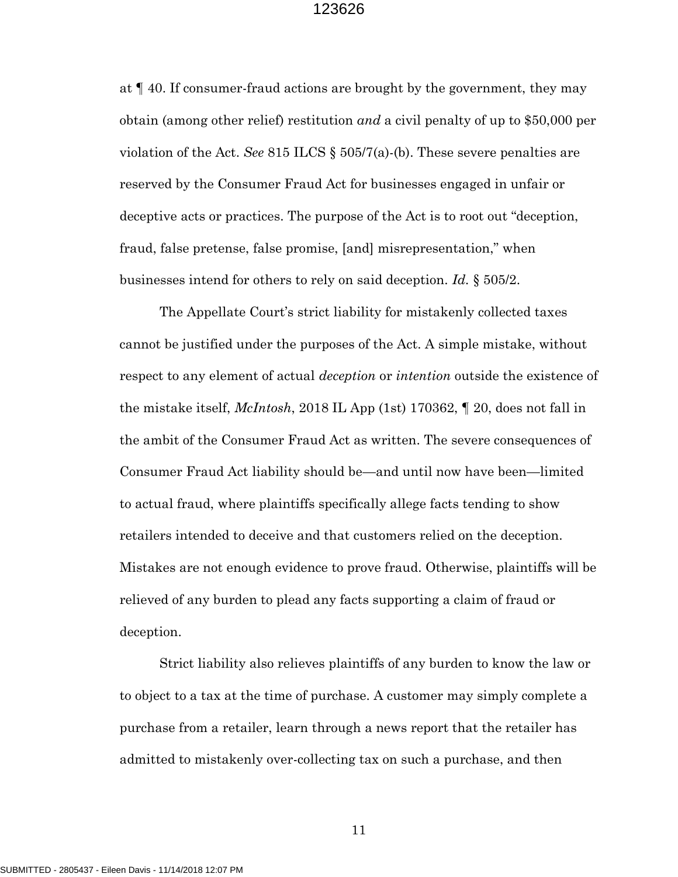at ¶ 40. If consumer-fraud actions are brought by the government, they may obtain (among other relief) restitution *and* a civil penalty of up to $50,000 per violation of the Act. *See* 815 ILCS § 505/7(a)-(b). These severe penalties are reserved by the Consumer Fraud Act for businesses engaged in unfair or deceptive acts or practices. The purpose of the Act is to root out "deception, fraud, false pretense, false promise, [and] misrepresentation," when businesses intend for others to rely on said deception. *Id.* § 505/2.

The Appellate Court's strict liability for mistakenly collected taxes cannot be justified under the purposes of the Act. A simple mistake, without respect to any element of actual *deception* or *intention* outside the existence of the mistake itself, *McIntosh*, 2018 IL App (1st) 170362, ¶ 20, does not fall in the ambit of the Consumer Fraud Act as written. The severe consequences of Consumer Fraud Act liability should be—and until now have been—limited to actual fraud, where plaintiffs specifically allege facts tending to show retailers intended to deceive and that customers relied on the deception. Mistakes are not enough evidence to prove fraud. Otherwise, plaintiffs will be relieved of any burden to plead any facts supporting a claim of fraud or deception.

Strict liability also relieves plaintiffs of any burden to know the law or to object to a tax at the time of purchase. A customer may simply complete a purchase from a retailer, learn through a news report that the retailer has admitted to mistakenly over-collecting tax on such a purchase, and then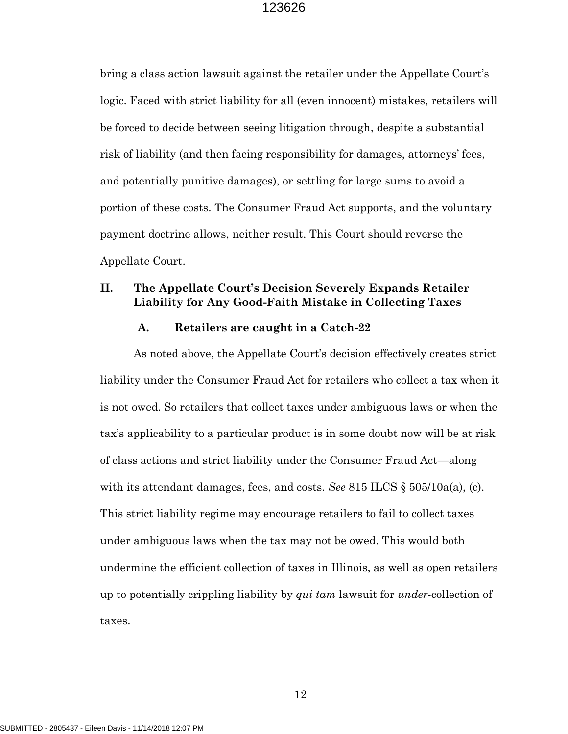bring a class action lawsuit against the retailer under the Appellate Court's logic. Faced with strict liability for all (even innocent) mistakes, retailers will be forced to decide between seeing litigation through, despite a substantial risk of liability (and then facing responsibility for damages, attorneys' fees, and potentially punitive damages), or settling for large sums to avoid a portion of these costs. The Consumer Fraud Act supports, and the voluntary payment doctrine allows, neither result. This Court should reverse the Appellate Court.

## II. The Appellate Court's Decision Severely Expands Retailer Liability for Any Good-Faith Mistake in Collecting Taxes

### A. Retailers are caught in a Catch-22

As noted above, the Appellate Court's decision effectively creates strict liability under the Consumer Fraud Act for retailers who collect a tax when it is not owed. So retailers that collect taxes under ambiguous laws or when the tax's applicability to a particular product is in some doubt now will be at risk of class actions and strict liability under the Consumer Fraud Act—along with its attendant damages, fees, and costs. *See* 815 ILCS § 505/10a(a), (c). This strict liability regime may encourage retailers to fail to collect taxes under ambiguous laws when the tax may not be owed. This would both undermine the efficient collection of taxes in Illinois, as well as open retailers up to potentially crippling liability by *qui tam* lawsuit for *under*-collection of taxes.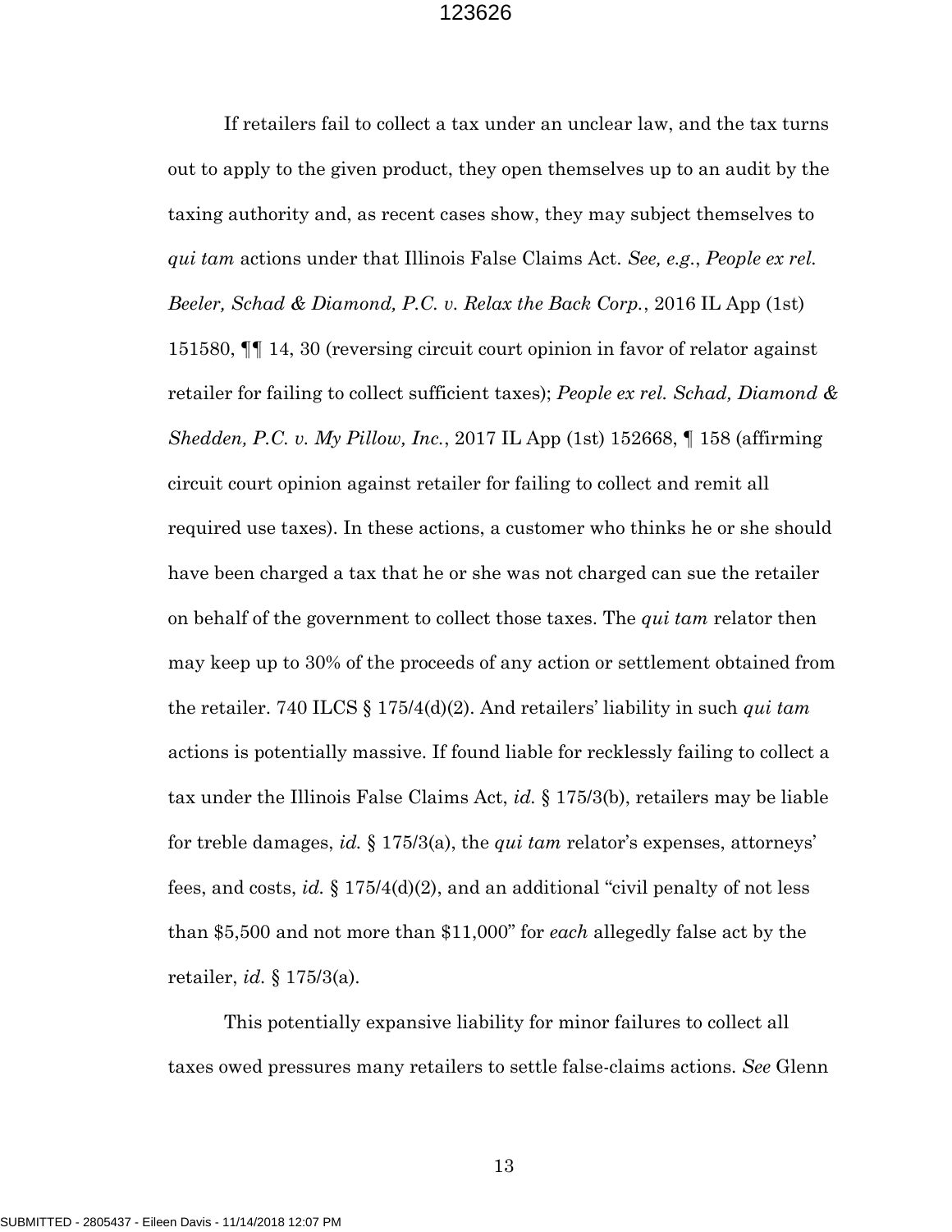If retailers fail to collect a tax under an unclear law, and the tax turns out to apply to the given product, they open themselves up to an audit by the taxing authority and, as recent cases show, they may subject themselves to *qui tam* actions under that Illinois False Claims Act. *See, e.g.*, *People ex rel. Beeler, Schad & Diamond, P.C. v. Relax the Back Corp.*, 2016 IL App (1st) 151580, ¶¶ 14, 30 (reversing circuit court opinion in favor of relator against retailer for failing to collect sufficient taxes); *People ex rel. Schad, Diamond & Shedden, P.C. v. My Pillow, Inc.*, 2017 IL App (1st) 152668, ¶ 158 (affirming circuit court opinion against retailer for failing to collect and remit all required use taxes). In these actions, a customer who thinks he or she should have been charged a tax that he or she was not charged can sue the retailer on behalf of the government to collect those taxes. The *qui tam* relator then may keep up to 30% of the proceeds of any action or settlement obtained from the retailer. 740 ILCS § 175/4(d)(2). And retailers' liability in such *qui tam* actions is potentially massive. If found liable for recklessly failing to collect a tax under the Illinois False Claims Act, *id.* § 175/3(b), retailers may be liable for treble damages, *id.* § 175/3(a), the *qui tam* relator's expenses, attorneys' fees, and costs, *id.* § 175/4(d)(2), and an additional "civil penalty of not less than $5,500 and not more than $11,000" for *each* allegedly false act by the retailer, *id.* § 175/3(a).

This potentially expansive liability for minor failures to collect all taxes owed pressures many retailers to settle false-claims actions. *See* Glenn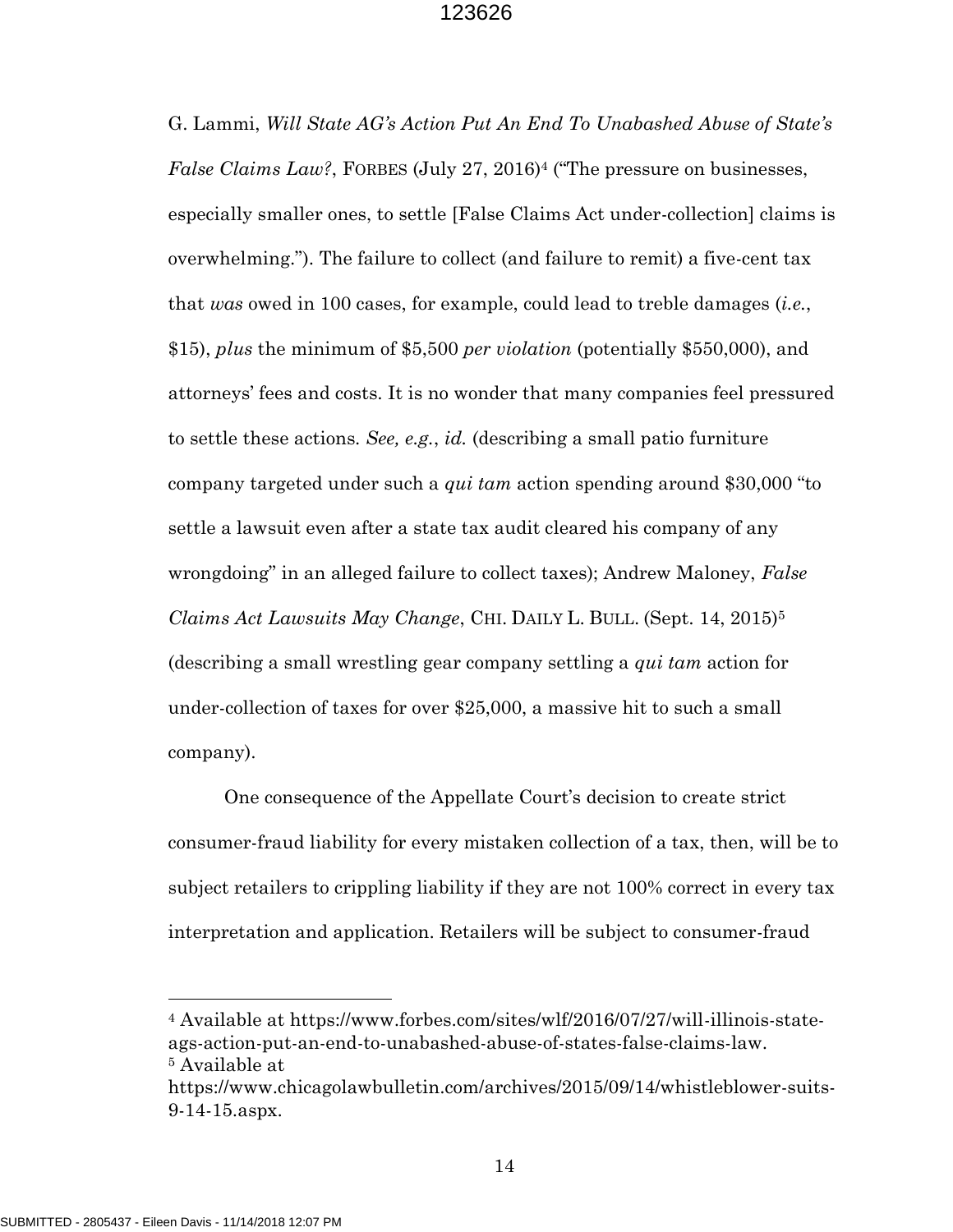G. Lammi, *Will State AG's Action Put An End To Unabashed Abuse of State's False Claims Law?*, FORBES (July 27, 2016)[4] ("The pressure on businesses, especially smaller ones, to settle [False Claims Act under-collection] claims is overwhelming."). The failure to collect (and failure to remit) a five-cent tax that *was* owed in 100 cases, for example, could lead to treble damages (*i.e.*, \$15), *plus* the minimum of \$5,500 *per violation* (potentially \$550,000), and attorneys' fees and costs. It is no wonder that many companies feel pressured to settle these actions. *See, e.g.*, *id.* (describing a small patio furniture company targeted under such a *qui tam* action spending around \$30,000 "to settle a lawsuit even after a state tax audit cleared his company of any wrongdoing" in an alleged failure to collect taxes); Andrew Maloney, *False Claims Act Lawsuits May Change*, CHI. DAILY L. BULL. (Sept. 14, 2015)[5] (describing a small wrestling gear company settling a *qui tam* action for under-collection of taxes for over \$25,000, a massive hit to such a small company).

One consequence of the Appellate Court's decision to create strict consumer-fraud liability for every mistaken collection of a tax, then, will be to subject retailers to crippling liability if they are not 100% correct in every tax interpretation and application. Retailers will be subject to consumer-fraud

---

[4] Available at https://www.forbes.com/sites/wlf/2016/07/27/will-illinois-state-ags-action-put-an-end-to-unabashed-abuse-of-states-false-claims-law.

[5] Available at https://www.chicagolawbulletin.com/archives/2015/09/14/whistleblower-suits-9-14-15.aspx.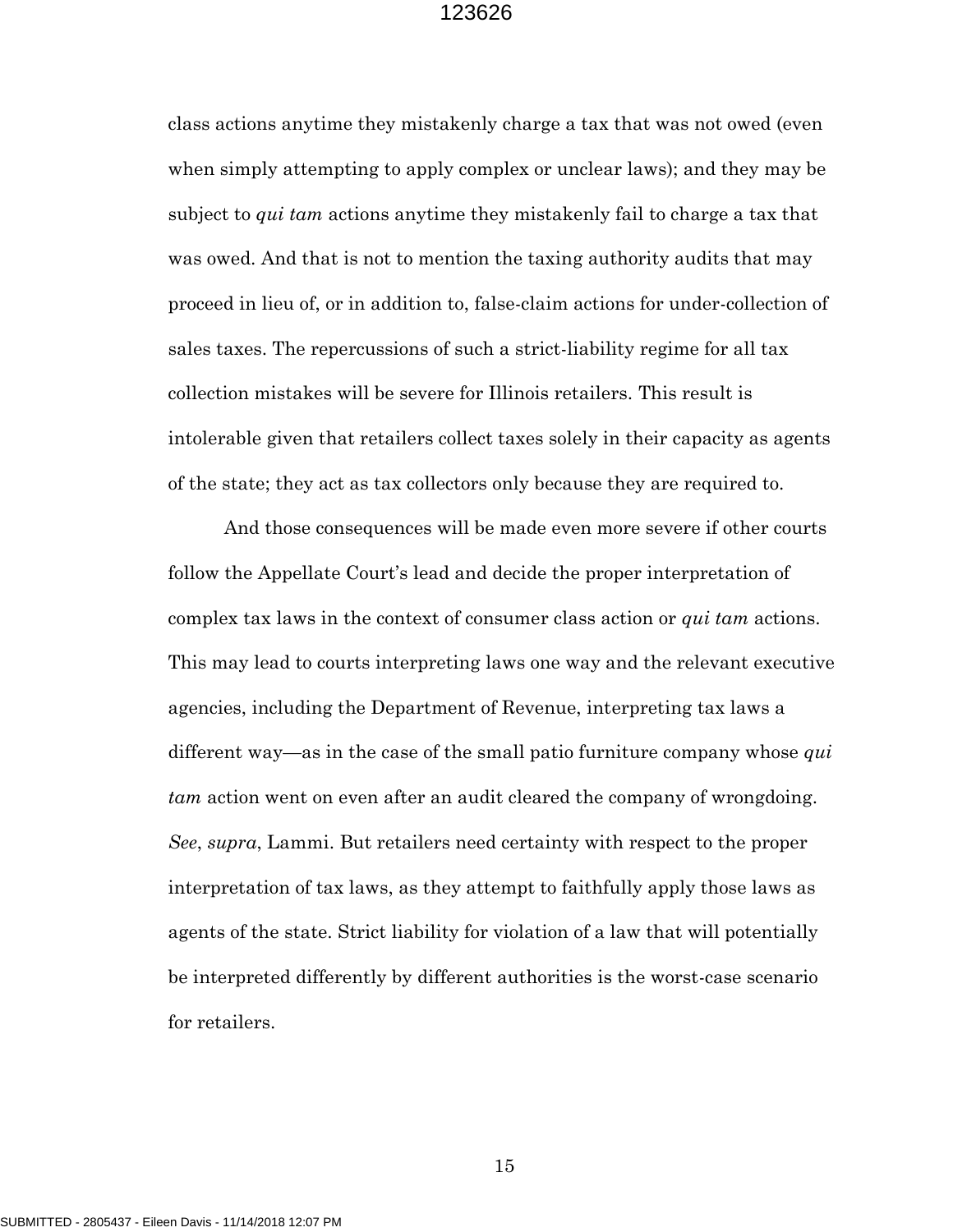class actions anytime they mistakenly charge a tax that was not owed (even when simply attempting to apply complex or unclear laws); and they may be subject to *qui tam* actions anytime they mistakenly fail to charge a tax that was owed. And that is not to mention the taxing authority audits that may proceed in lieu of, or in addition to, false-claim actions for under-collection of sales taxes. The repercussions of such a strict-liability regime for all tax collection mistakes will be severe for Illinois retailers. This result is intolerable given that retailers collect taxes solely in their capacity as agents of the state; they act as tax collectors only because they are required to.

And those consequences will be made even more severe if other courts follow the Appellate Court's lead and decide the proper interpretation of complex tax laws in the context of consumer class action or *qui tam* actions. This may lead to courts interpreting laws one way and the relevant executive agencies, including the Department of Revenue, interpreting tax laws a different way—as in the case of the small patio furniture company whose *qui tam* action went on even after an audit cleared the company of wrongdoing. *See*, *supra*, Lammi. But retailers need certainty with respect to the proper interpretation of tax laws, as they attempt to faithfully apply those laws as agents of the state. Strict liability for violation of a law that will potentially be interpreted differently by different authorities is the worst-case scenario for retailers.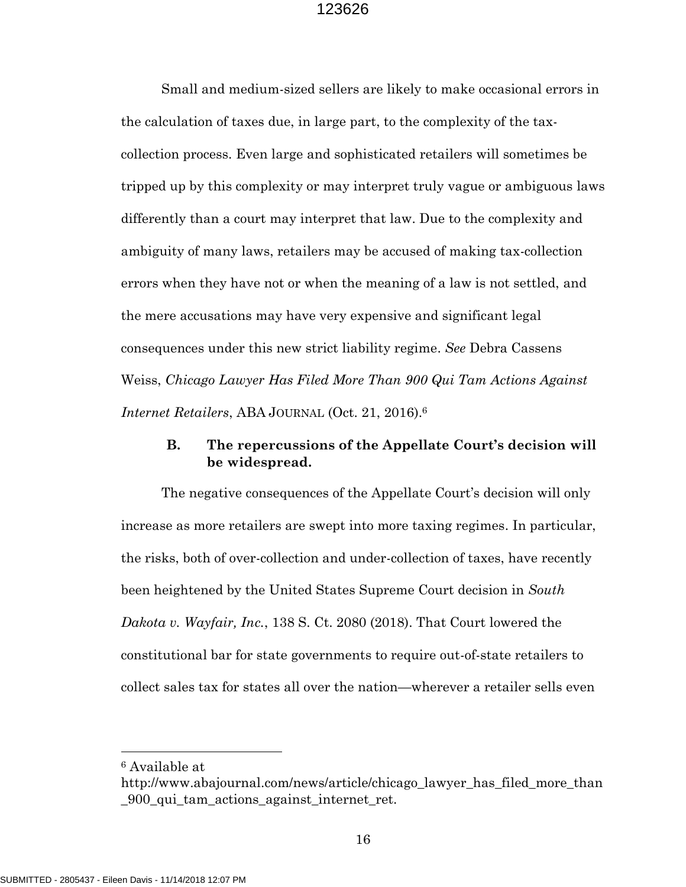Small and medium-sized sellers are likely to make occasional errors in the calculation of taxes due, in large part, to the complexity of the tax-collection process. Even large and sophisticated retailers will sometimes be tripped up by this complexity or may interpret truly vague or ambiguous laws differently than a court may interpret that law. Due to the complexity and ambiguity of many laws, retailers may be accused of making tax-collection errors when they have not or when the meaning of a law is not settled, and the mere accusations may have very expensive and significant legal consequences under this new strict liability regime. *See* Debra Cassens Weiss, *Chicago Lawyer Has Filed More Than 900 Qui Tam Actions Against Internet Retailers*, ABA JOURNAL (Oct. 21, 2016).[6]

### B. The repercussions of the Appellate Court's decision will be widespread.

The negative consequences of the Appellate Court's decision will only increase as more retailers are swept into more taxing regimes. In particular, the risks, both of over-collection and under-collection of taxes, have recently been heightened by the United States Supreme Court decision in *South Dakota v. Wayfair, Inc.*, 138 S. Ct. 2080 (2018). That Court lowered the constitutional bar for state governments to require out-of-state retailers to collect sales tax for states all over the nation—wherever a retailer sells even

---

[6] Available at http://www.abajournal.com/news/article/chicago_lawyer_has_filed_more_than_900_qui_tam_actions_against_internet_ret.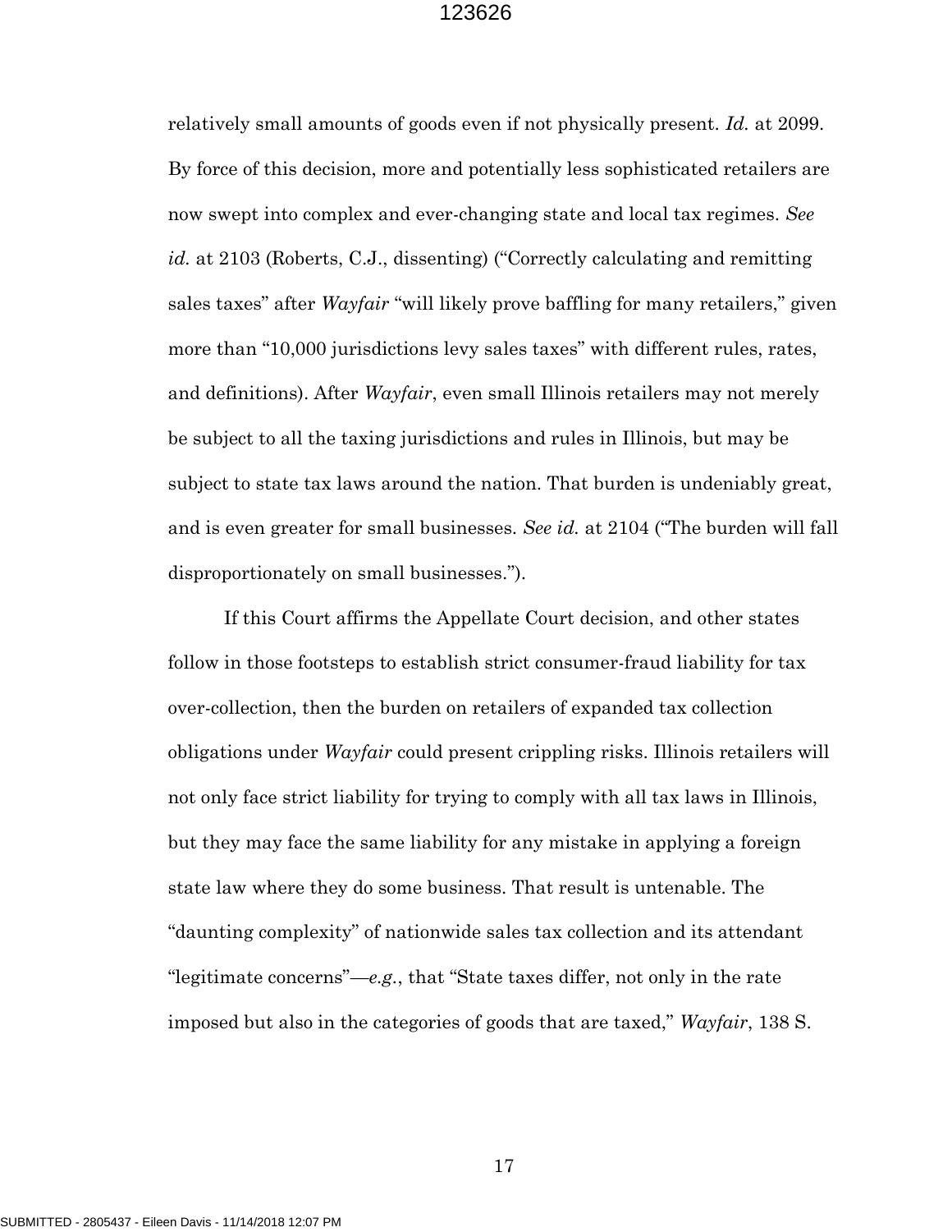relatively small amounts of goods even if not physically present. *Id.* at 2099. By force of this decision, more and potentially less sophisticated retailers are now swept into complex and ever-changing state and local tax regimes. *See id.* at 2103 (Roberts, C.J., dissenting) ("Correctly calculating and remitting sales taxes" after *Wayfair* "will likely prove baffling for many retailers," given more than "10,000 jurisdictions levy sales taxes" with different rules, rates, and definitions). After *Wayfair*, even small Illinois retailers may not merely be subject to all the taxing jurisdictions and rules in Illinois, but may be subject to state tax laws around the nation. That burden is undeniably great, and is even greater for small businesses. *See id.* at 2104 ("The burden will fall disproportionately on small businesses.").

If this Court affirms the Appellate Court decision, and other states follow in those footsteps to establish strict consumer-fraud liability for tax over-collection, then the burden on retailers of expanded tax collection obligations under *Wayfair* could present crippling risks. Illinois retailers will not only face strict liability for trying to comply with all tax laws in Illinois, but they may face the same liability for any mistake in applying a foreign state law where they do some business. That result is untenable. The "daunting complexity" of nationwide sales tax collection and its attendant "legitimate concerns"—*e.g.*, that "State taxes differ, not only in the rate imposed but also in the categories of goods that are taxed," *Wayfair*, 138 S.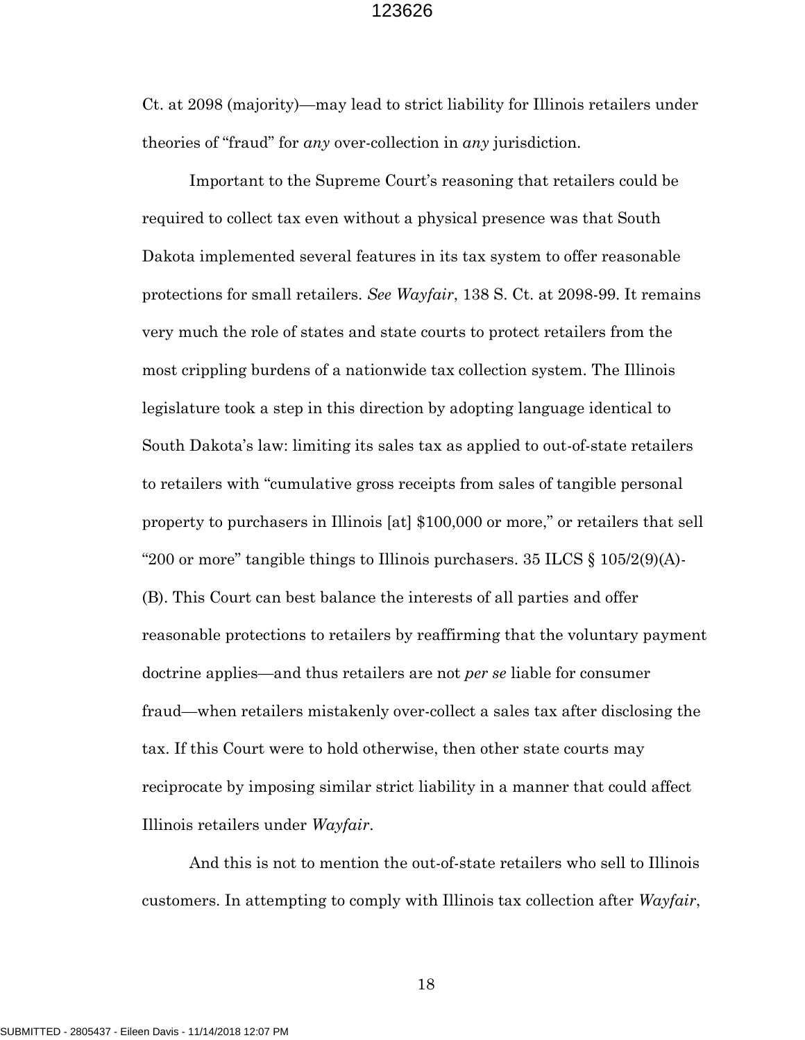Ct. at 2098 (majority)—may lead to strict liability for Illinois retailers under theories of "fraud" for *any* over-collection in *any* jurisdiction.

Important to the Supreme Court's reasoning that retailers could be required to collect tax even without a physical presence was that South Dakota implemented several features in its tax system to offer reasonable protections for small retailers. *See Wayfair*, 138 S. Ct. at 2098-99. It remains very much the role of states and state courts to protect retailers from the most crippling burdens of a nationwide tax collection system. The Illinois legislature took a step in this direction by adopting language identical to South Dakota's law: limiting its sales tax as applied to out-of-state retailers to retailers with "cumulative gross receipts from sales of tangible personal property to purchasers in Illinois [at] $100,000 or more," or retailers that sell "200 or more" tangible things to Illinois purchasers. 35 ILCS § 105/2(9)(A)-(B). This Court can best balance the interests of all parties and offer reasonable protections to retailers by reaffirming that the voluntary payment doctrine applies—and thus retailers are not *per se* liable for consumer fraud—when retailers mistakenly over-collect a sales tax after disclosing the tax. If this Court were to hold otherwise, then other state courts may reciprocate by imposing similar strict liability in a manner that could affect Illinois retailers under *Wayfair*.

And this is not to mention the out-of-state retailers who sell to Illinois customers. In attempting to comply with Illinois tax collection after *Wayfair*,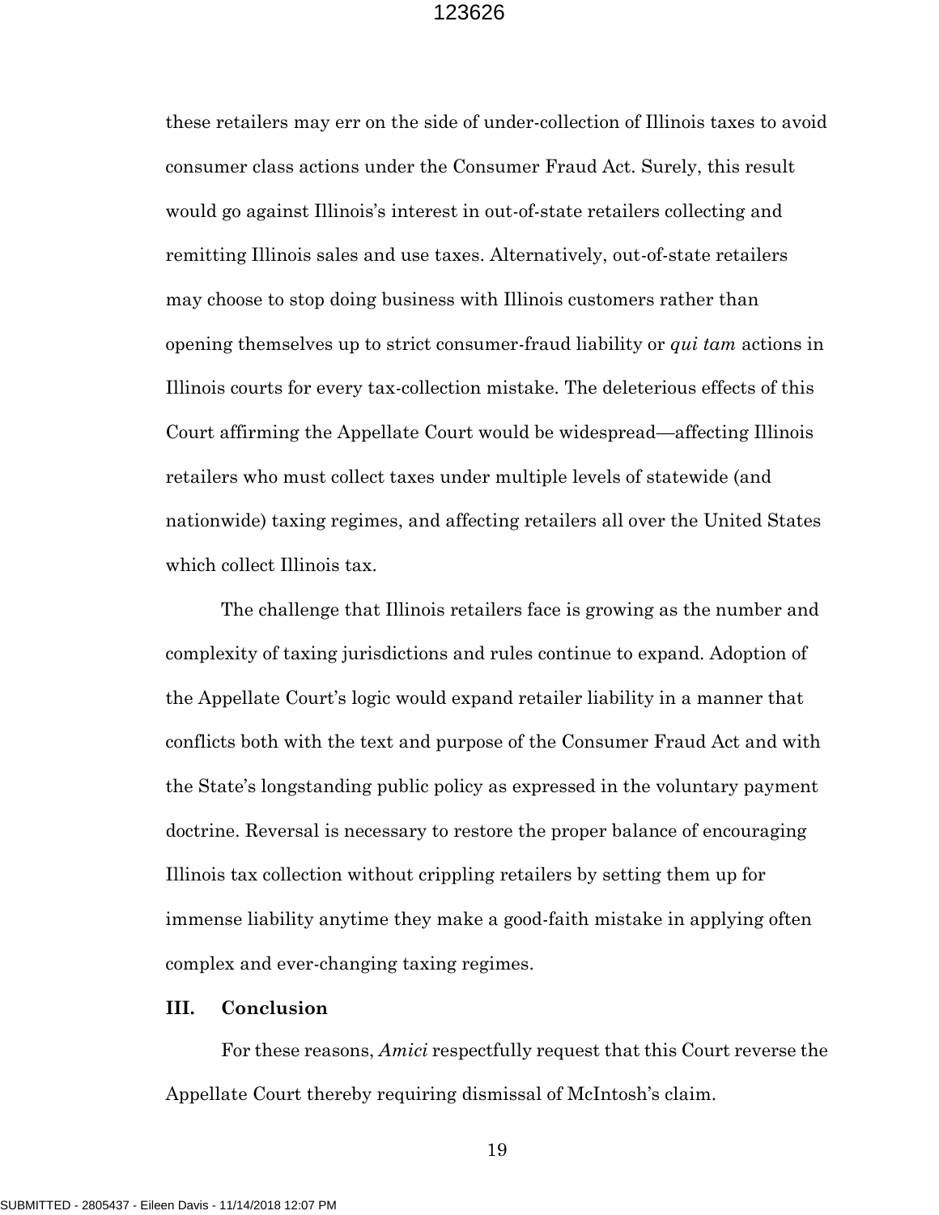these retailers may err on the side of under-collection of Illinois taxes to avoid consumer class actions under the Consumer Fraud Act. Surely, this result would go against Illinois's interest in out-of-state retailers collecting and remitting Illinois sales and use taxes. Alternatively, out-of-state retailers may choose to stop doing business with Illinois customers rather than opening themselves up to strict consumer-fraud liability or *qui tam* actions in Illinois courts for every tax-collection mistake. The deleterious effects of this Court affirming the Appellate Court would be widespread—affecting Illinois retailers who must collect taxes under multiple levels of statewide (and nationwide) taxing regimes, and affecting retailers all over the United States which collect Illinois tax.

The challenge that Illinois retailers face is growing as the number and complexity of taxing jurisdictions and rules continue to expand. Adoption of the Appellate Court's logic would expand retailer liability in a manner that conflicts both with the text and purpose of the Consumer Fraud Act and with the State's longstanding public policy as expressed in the voluntary payment doctrine. Reversal is necessary to restore the proper balance of encouraging Illinois tax collection without crippling retailers by setting them up for immense liability anytime they make a good-faith mistake in applying often complex and ever-changing taxing regimes.

## III. Conclusion

For these reasons, *Amici* respectfully request that this Court reverse the Appellate Court thereby requiring dismissal of McIntosh's claim.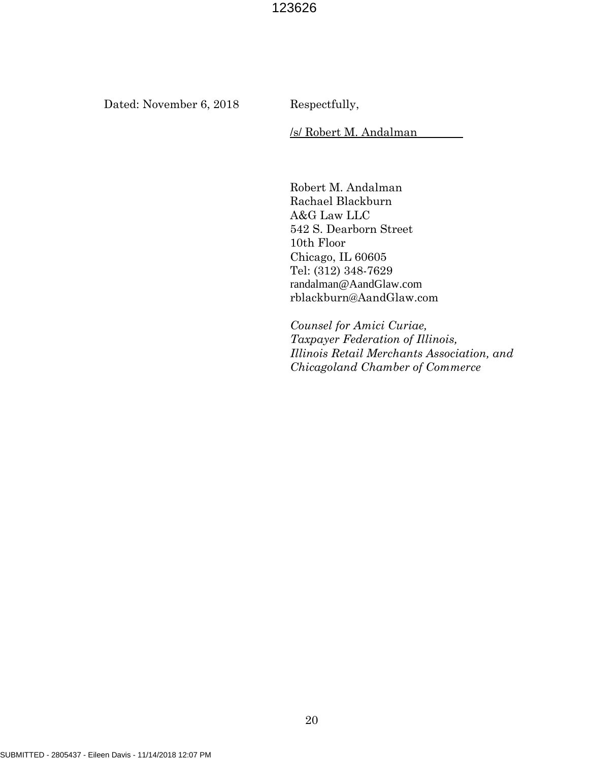Dated: November 6, 2018

Respectfully,

/s/ Robert M. Andalman

Robert M. Andalman
Rachael Blackburn
A&G Law LLC
542 S. Dearborn Street
10th Floor
Chicago, IL 60605
Tel: (312) 348-7629
randalman@AandGlaw.com
rblackburn@AandGlaw.com

*Counsel for Amici Curiae,*
*Taxpayer Federation of Illinois,*
*Illinois Retail Merchants Association, and*
*Chicagoland Chamber of Commerce*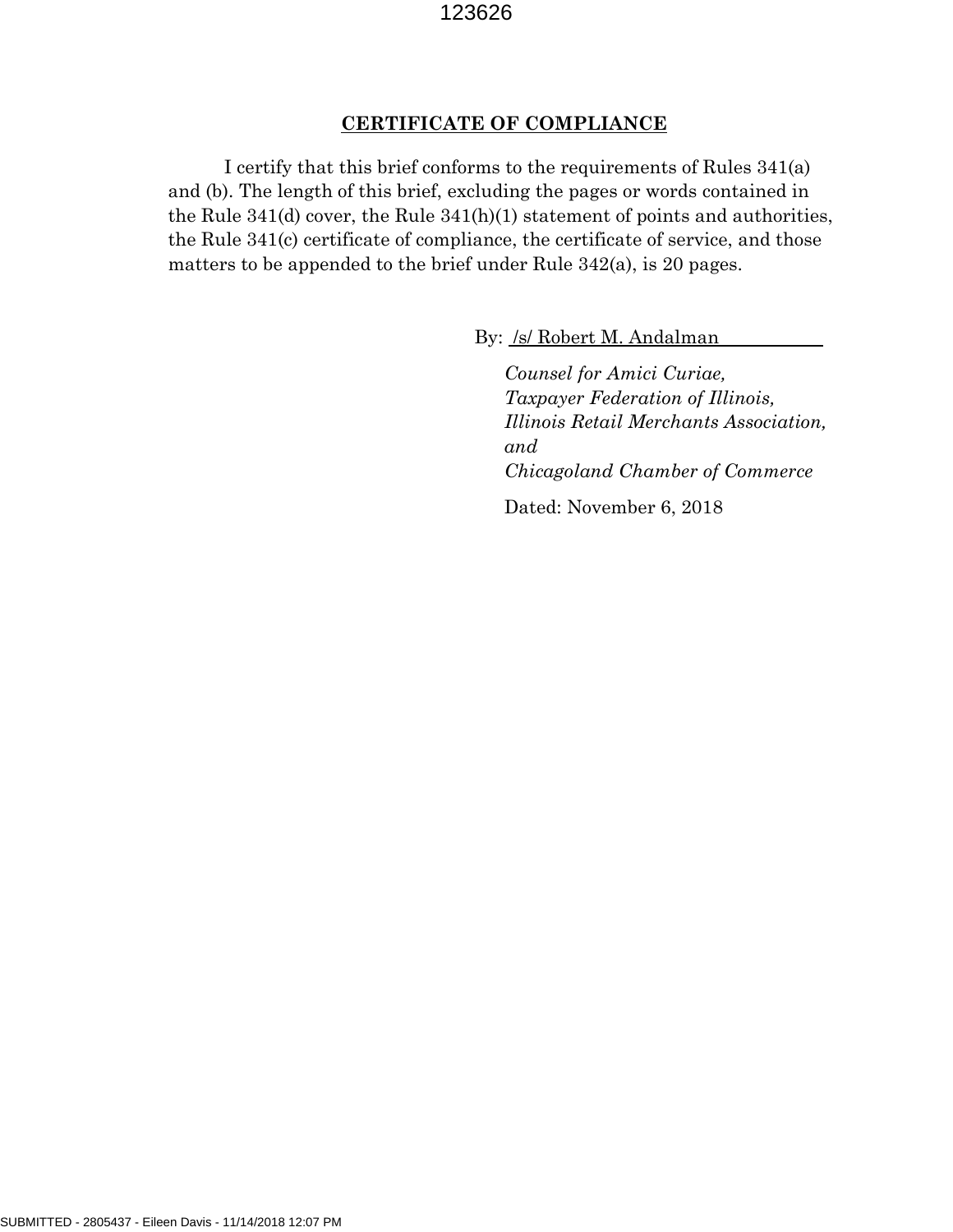## CERTIFICATE OF COMPLIANCE

I certify that this brief conforms to the requirements of Rules 341(a) and (b). The length of this brief, excluding the pages or words contained in the Rule 341(d) cover, the Rule 341(h)(1) statement of points and authorities, the Rule 341(c) certificate of compliance, the certificate of service, and those matters to be appended to the brief under Rule 342(a), is 20 pages.

By: /s/ Robert M. Andalman

*Counsel for Amici Curiae,*
*Taxpayer Federation of Illinois,*
*Illinois Retail Merchants Association,*
*and*
*Chicagoland Chamber of Commerce*

Dated: November 6, 2018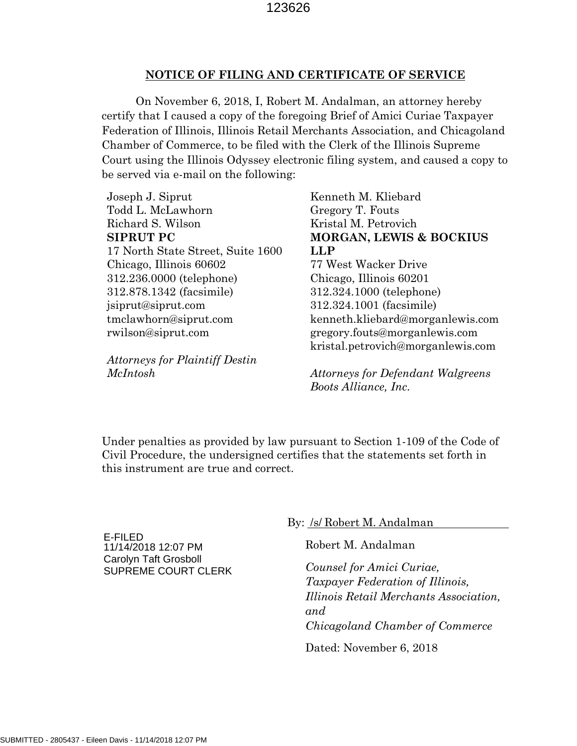## NOTICE OF FILING AND CERTIFICATE OF SERVICE

On November 6, 2018, I, Robert M. Andalman, an attorney hereby certify that I caused a copy of the foregoing Brief of Amici Curiae Taxpayer Federation of Illinois, Illinois Retail Merchants Association, and Chicagoland Chamber of Commerce, to be filed with the Clerk of the Illinois Supreme Court using the Illinois Odyssey electronic filing system, and caused a copy to be served via e-mail on the following:

Joseph J. Siprut
Todd L. McLawhorn
Richard S. Wilson
**SIPRUT PC**
17 North State Street, Suite 1600
Chicago, Illinois 60602
312.236.0000 (telephone)
312.878.1342 (facsimile)
jsiprut@siprut.com
tmclawhorn@siprut.com
rwilson@siprut.com

*Attorneys for Plaintiff Destin McIntosh*

Kenneth M. Kliebard
Gregory T. Fouts
Kristal M. Petrovich
**MORGAN, LEWIS & BOCKIUS LLP**
77 West Wacker Drive
Chicago, Illinois 60201
312.324.1000 (telephone)
312.324.1001 (facsimile)
kenneth.kliebard@morganlewis.com
gregory.fouts@morganlewis.com
kristal.petrovich@morganlewis.com

*Attorneys for Defendant Walgreens Boots Alliance, Inc.*

Under penalties as provided by law pursuant to Section 1-109 of the Code of Civil Procedure, the undersigned certifies that the statements set forth in this instrument are true and correct.

E-FILED
11/14/2018 12:07 PM
Carolyn Taft Grosboll
SUPREME COURT CLERK

By: /s/ Robert M. Andalman

Robert M. Andalman

*Counsel for Amici Curiae,*
*Taxpayer Federation of Illinois,*
*Illinois Retail Merchants Association, and*
*Chicagoland Chamber of Commerce*

Dated: November 6, 2018